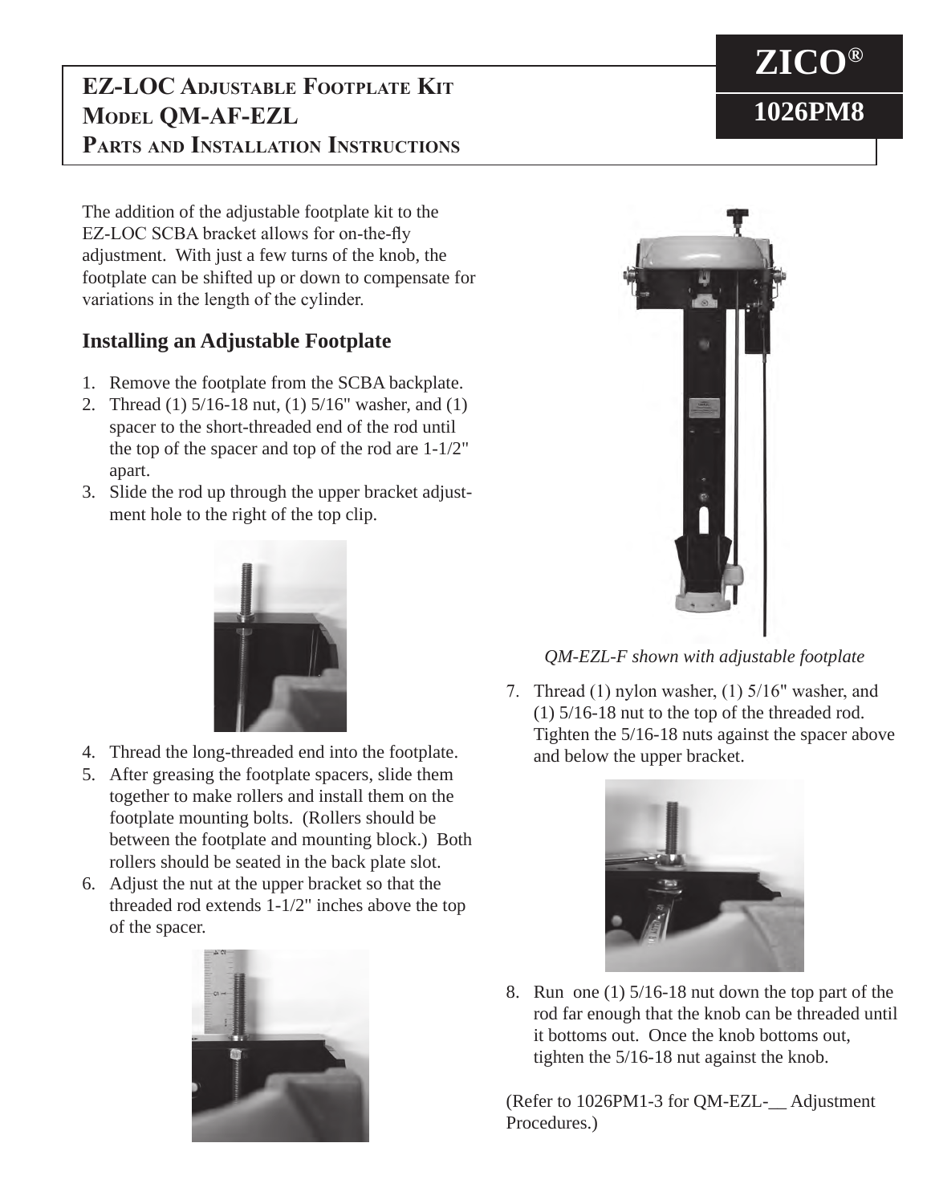# EZ-LOC Adjustable Footplate Kit Model QM-AF-EZL Parts and Installation Instructions

**ZICO®**

**1026PM8**

The addition of the adjustable footplate kit to the EZ-LOC SCBA bracket allows for on-the-fly adjustment. With just a few turns of the knob, the footplate can be shifted up or down to compensate for variations in the length of the cylinder.

## Installing an Adjustable Footplate

1. Remove the footplate from the SCBA backplate.
2. Thread (1) 5/16-18 nut, (1) 5/16" washer, and (1) spacer to the short-threaded end of the rod until the top of the spacer and top of the rod are 1-1/2" apart.
3. Slide the rod up through the upper bracket adjustment hole to the right of the top clip.
4. Thread the long-threaded end into the footplate.
5. After greasing the footplate spacers, slide them together to make rollers and install them on the footplate mounting bolts. (Rollers should be between the footplate and mounting block.) Both rollers should be seated in the back plate slot.
6. Adjust the nut at the upper bracket so that the threaded rod extends 1-1/2" inches above the top of the spacer.

*QM-EZL-F shown with adjustable footplate*

7. Thread (1) nylon washer, (1) 5/16" washer, and (1) 5/16-18 nut to the top of the threaded rod. Tighten the 5/16-18 nuts against the spacer above and below the upper bracket.
8. Run one (1) 5/16-18 nut down the top part of the rod far enough that the knob can be threaded until it bottoms out. Once the knob bottoms out, tighten the 5/16-18 nut against the knob.

(Refer to 1026PM1-3 for QM-EZL-__ Adjustment Procedures.)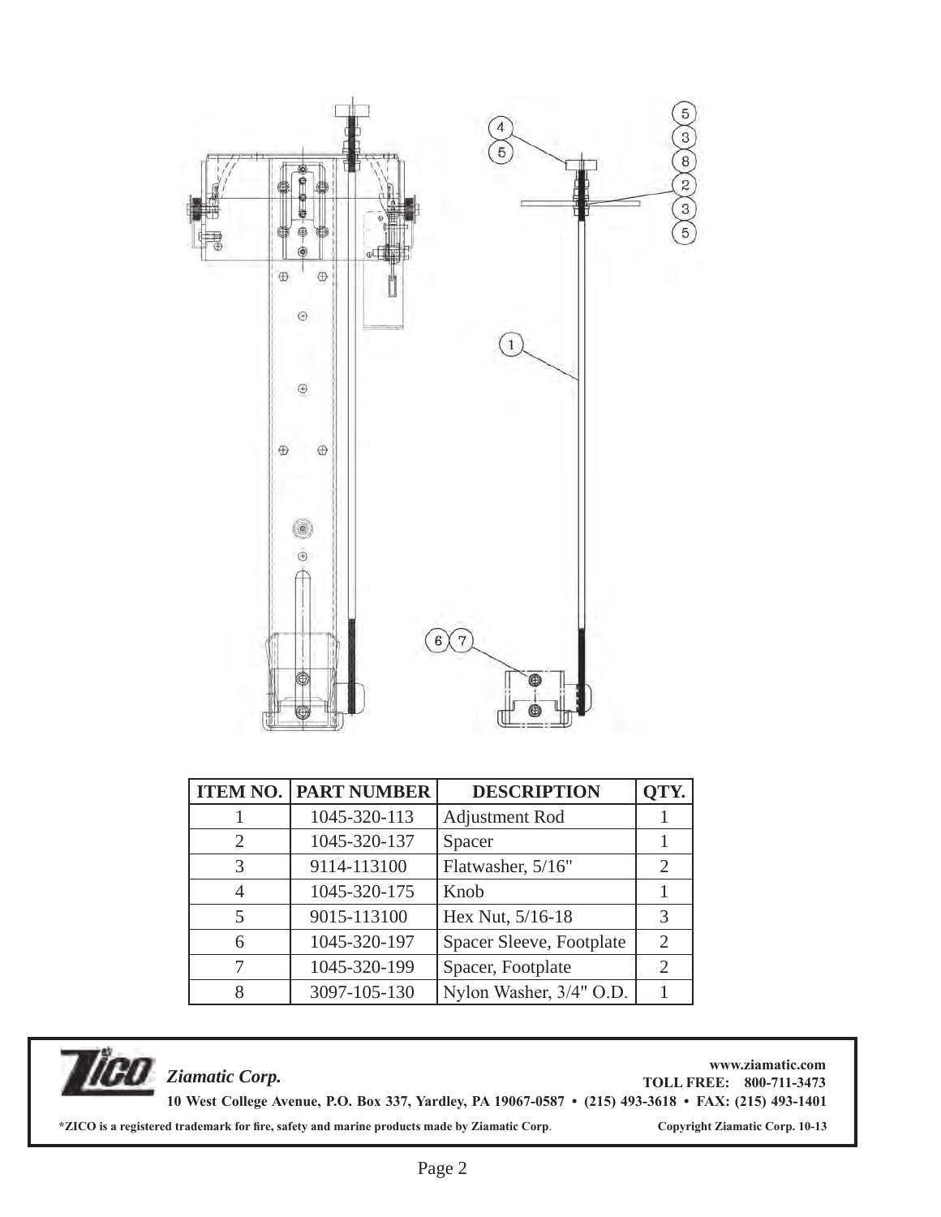| ITEM NO. | PART NUMBER | DESCRIPTION | QTY. |
|---|---|---|---|
| 1 | 1045-320-113 | Adjustment Rod | 1 |
| 2 | 1045-320-137 | Spacer | 1 |
| 3 | 9114-113100 | Flatwasher, 5/16" | 2 |
| 4 | 1045-320-175 | Knob | 1 |
| 5 | 9015-113100 | Hex Nut, 5/16-18 | 3 |
| 6 | 1045-320-197 | Spacer Sleeve, Footplate | 2 |
| 7 | 1045-320-199 | Spacer, Footplate | 2 |
| 8 | 3097-105-130 | Nylon Washer, 3/4" O.D. | 1 |

***Ziamatic Corp.***

**www.ziamatic.com**
**TOLL FREE: 800-711-3473**

**10 West College Avenue, P.O. Box 337, Yardley, PA 19067-0587 • (215) 493-3618 • FAX: (215) 493-1401**

***ZICO is a registered trademark for fire, safety and marine products made by Ziamatic Corp.** **Copyright Ziamatic Corp. 10-13**